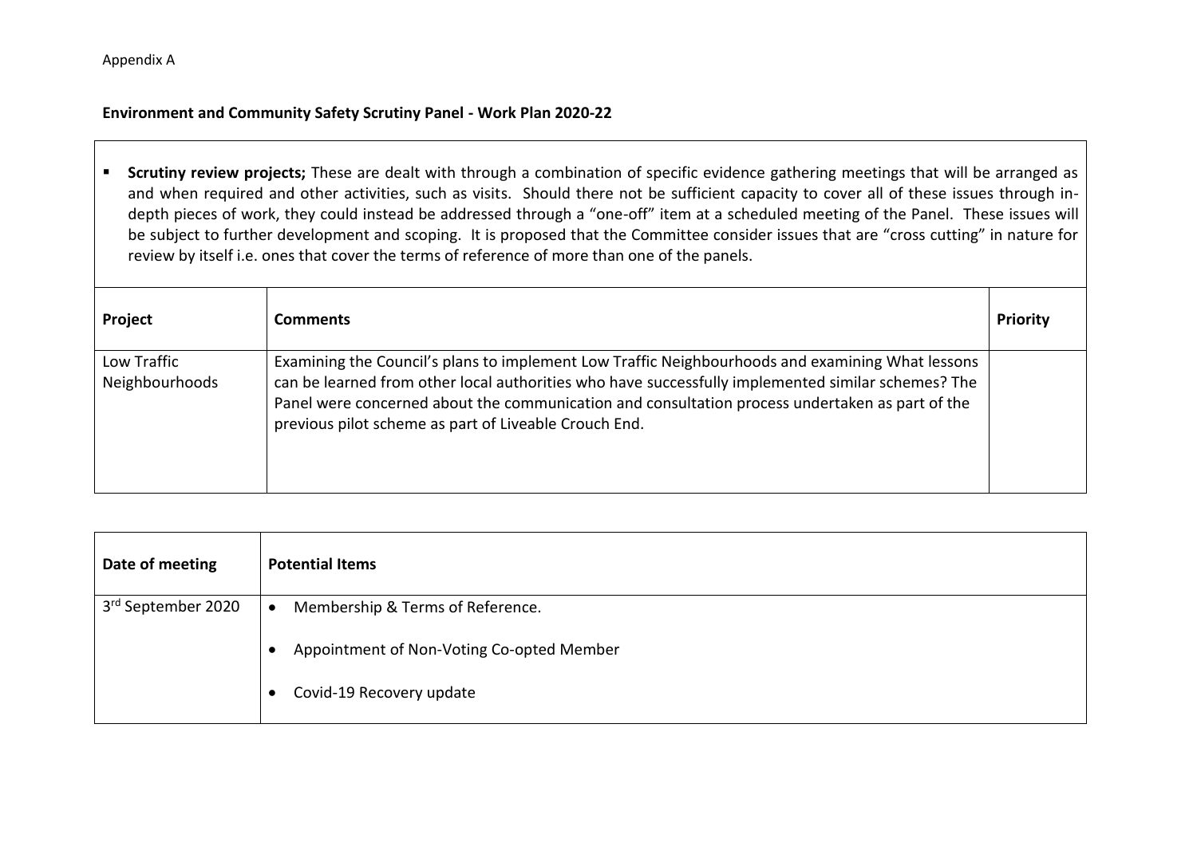Appendix A

**Environment and Community Safety Scrutiny Panel - Work Plan 2020-22**

- **Scrutiny review projects;** These are dealt with through a combination of specific evidence gathering meetings that will be arranged as and when required and other activities, such as visits. Should there not be sufficient capacity to cover all of these issues through in-depth pieces of work, they could instead be addressed through a "one-off" item at a scheduled meeting of the Panel. These issues will be subject to further development and scoping. It is proposed that the Committee consider issues that are "cross cutting" in nature for review by itself i.e. ones that cover the terms of reference of more than one of the panels.

| Project | Comments | Priority |
|---|---|---|
| Low Traffic Neighbourhoods | Examining the Council's plans to implement Low Traffic Neighbourhoods and examining What lessons can be learned from other local authorities who have successfully implemented similar schemes? The Panel were concerned about the communication and consultation process undertaken as part of the previous pilot scheme as part of Liveable Crouch End. | |

| Date of meeting | Potential Items |
|---|---|
| 3rd September 2020 | • Membership & Terms of Reference.<br>• Appointment of Non-Voting Co-opted Member<br>• Covid-19 Recovery update |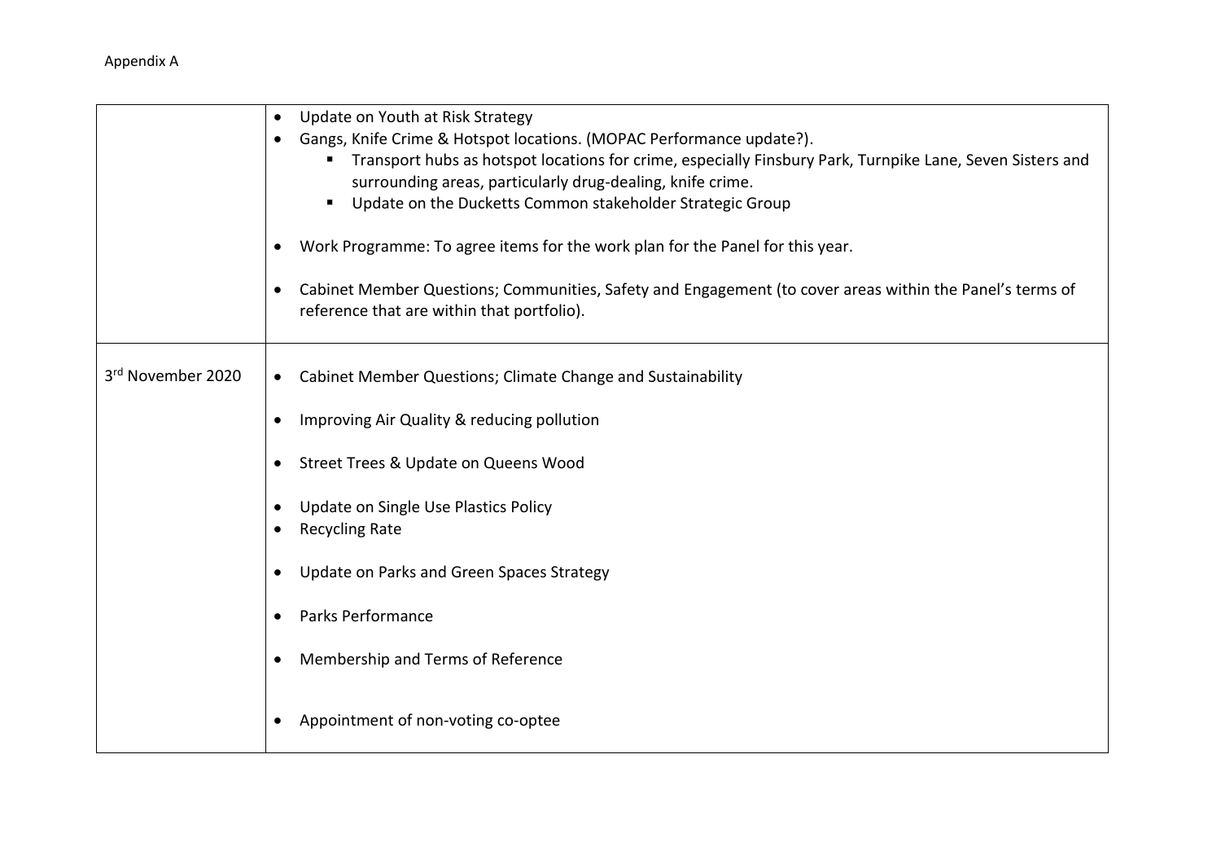Appendix A

| | |
|---|---|
| | • Update on Youth at Risk Strategy<br>• Gangs, Knife Crime & Hotspot locations. (MOPAC Performance update?).<br>&nbsp;&nbsp;&nbsp;&nbsp;▪ Transport hubs as hotspot locations for crime, especially Finsbury Park, Turnpike Lane, Seven Sisters and surrounding areas, particularly drug-dealing, knife crime.<br>&nbsp;&nbsp;&nbsp;&nbsp;▪ Update on the Ducketts Common stakeholder Strategic Group<br>• Work Programme: To agree items for the work plan for the Panel for this year.<br>• Cabinet Member Questions; Communities, Safety and Engagement (to cover areas within the Panel's terms of reference that are within that portfolio). |
| 3rd November 2020 | • Cabinet Member Questions; Climate Change and Sustainability<br>• Improving Air Quality & reducing pollution<br>• Street Trees & Update on Queens Wood<br>• Update on Single Use Plastics Policy<br>• Recycling Rate<br>• Update on Parks and Green Spaces Strategy<br>• Parks Performance<br>• Membership and Terms of Reference<br>• Appointment of non-voting co-optee |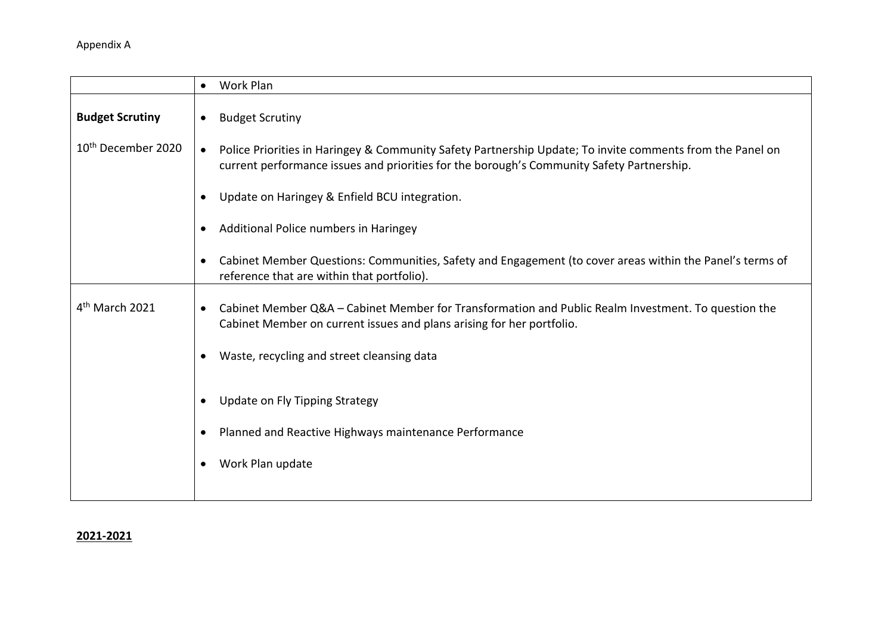Appendix A

| | |
|---|---|
| | • Work Plan |
| **Budget Scrutiny**<br><br>10th December 2020 | • Budget Scrutiny<br><br>• Police Priorities in Haringey & Community Safety Partnership Update; To invite comments from the Panel on current performance issues and priorities for the borough's Community Safety Partnership.<br><br>• Update on Haringey & Enfield BCU integration.<br><br>• Additional Police numbers in Haringey<br><br>• Cabinet Member Questions: Communities, Safety and Engagement (to cover areas within the Panel's terms of reference that are within that portfolio). |
| 4th March 2021 | • Cabinet Member Q&A – Cabinet Member for Transformation and Public Realm Investment. To question the Cabinet Member on current issues and plans arising for her portfolio.<br><br>• Waste, recycling and street cleansing data<br><br>• Update on Fly Tipping Strategy<br><br>• Planned and Reactive Highways maintenance Performance<br><br>• Work Plan update |

**2021-2021**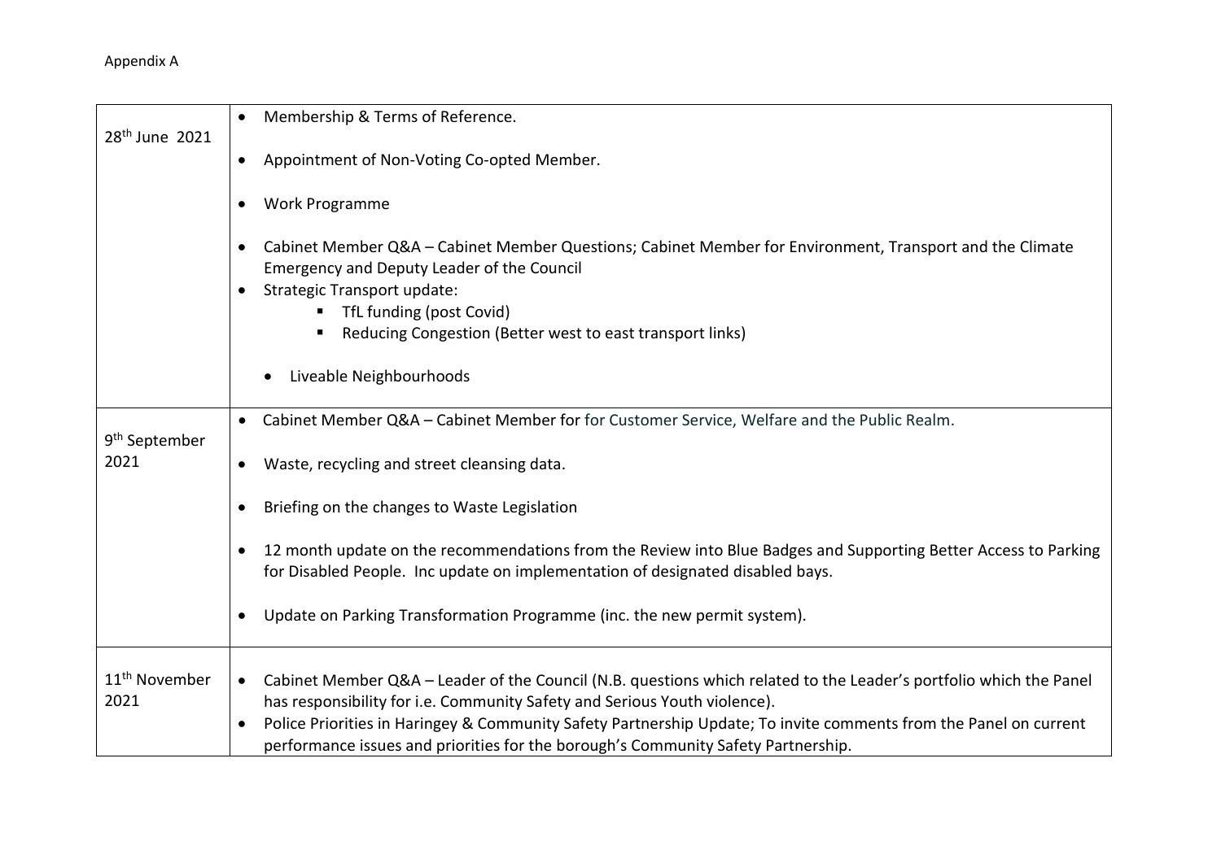Appendix A

| | |
|---|---|
| 28th June 2021 | • Membership & Terms of Reference.<br><br>• Appointment of Non-Voting Co-opted Member.<br><br>• Work Programme<br><br>• Cabinet Member Q&A – Cabinet Member Questions; Cabinet Member for Environment, Transport and the Climate Emergency and Deputy Leader of the Council<br>• Strategic Transport update:<br>&nbsp;&nbsp;&nbsp;&nbsp;▪ TfL funding (post Covid)<br>&nbsp;&nbsp;&nbsp;&nbsp;▪ Reducing Congestion (Better west to east transport links)<br><br>&nbsp;&nbsp;&nbsp;&nbsp;• Liveable Neighbourhoods |
| 9th September 2021 | • Cabinet Member Q&A – Cabinet Member for for Customer Service, Welfare and the Public Realm.<br><br>• Waste, recycling and street cleansing data.<br><br>• Briefing on the changes to Waste Legislation<br><br>• 12 month update on the recommendations from the Review into Blue Badges and Supporting Better Access to Parking for Disabled People. Inc update on implementation of designated disabled bays.<br><br>• Update on Parking Transformation Programme (inc. the new permit system). |
| 11th November 2021 | • Cabinet Member Q&A – Leader of the Council (N.B. questions which related to the Leader's portfolio which the Panel has responsibility for i.e. Community Safety and Serious Youth violence).<br>• Police Priorities in Haringey & Community Safety Partnership Update; To invite comments from the Panel on current performance issues and priorities for the borough's Community Safety Partnership. |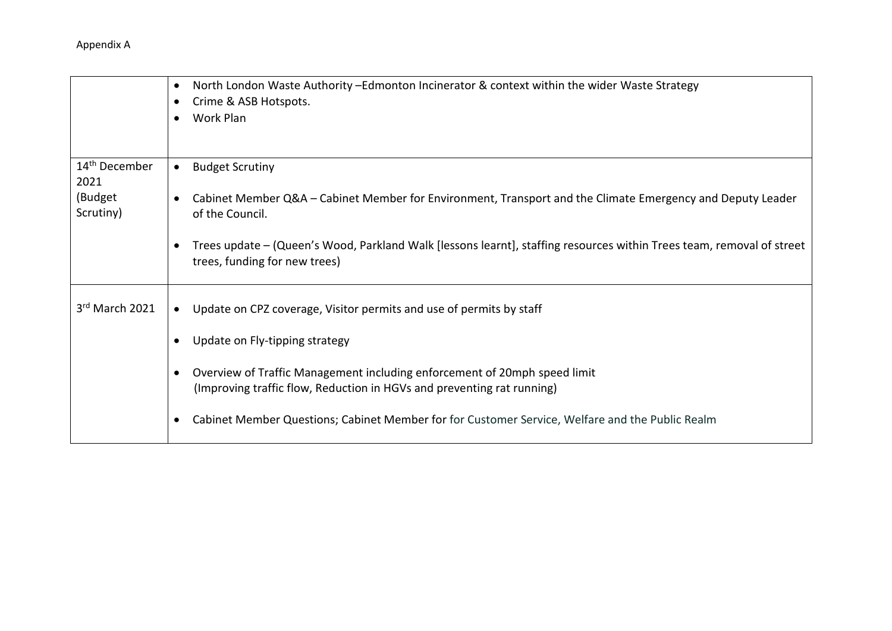Appendix A

| | |
|---|---|
| | • North London Waste Authority –Edmonton Incinerator & context within the wider Waste Strategy<br>• Crime & ASB Hotspots.<br>• Work Plan |
| 14th December 2021<br>(Budget Scrutiny) | • Budget Scrutiny<br>• Cabinet Member Q&A – Cabinet Member for Environment, Transport and the Climate Emergency and Deputy Leader of the Council.<br>• Trees update – (Queen's Wood, Parkland Walk [lessons learnt], staffing resources within Trees team, removal of street trees, funding for new trees) |
| 3rd March 2021 | • Update on CPZ coverage, Visitor permits and use of permits by staff<br>• Update on Fly-tipping strategy<br>• Overview of Traffic Management including enforcement of 20mph speed limit (Improving traffic flow, Reduction in HGVs and preventing rat running)<br>• Cabinet Member Questions; Cabinet Member for for Customer Service, Welfare and the Public Realm |